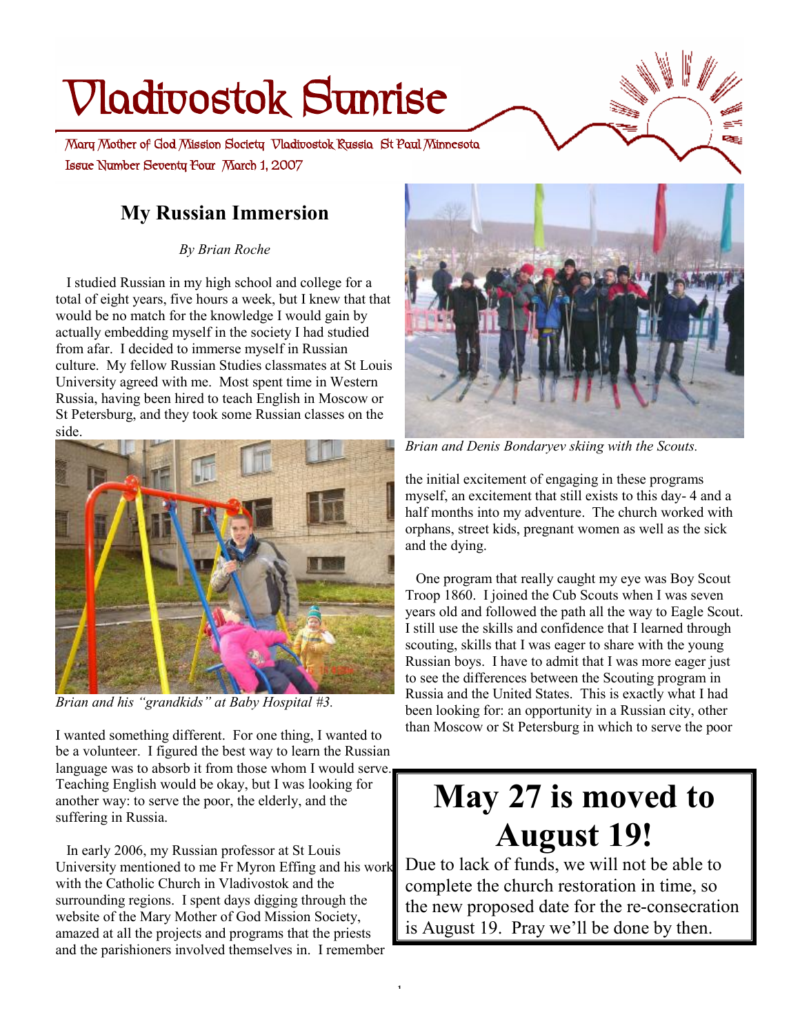# Vladivostok Sunrise

Mary Mother of God Mission Society Vladivostok Russia St Paul Minnesota
Issue Number Seventy Four March 1, 2007

## My Russian Immersion

*By Brian Roche*

I studied Russian in my high school and college for a total of eight years, five hours a week, but I knew that that would be no match for the knowledge I would gain by actually embedding myself in the society I had studied from afar. I decided to immerse myself in Russian culture. My fellow Russian Studies classmates at St Louis University agreed with me. Most spent time in Western Russia, having been hired to teach English in Moscow or St Petersburg, and they took some Russian classes on the side.

*Brian and his "grandkids" at Baby Hospital #3.*

I wanted something different. For one thing, I wanted to be a volunteer. I figured the best way to learn the Russian language was to absorb it from those whom I would serve. Teaching English would be okay, but I was looking for another way: to serve the poor, the elderly, and the suffering in Russia.

In early 2006, my Russian professor at St Louis University mentioned to me Fr Myron Effing and his work with the Catholic Church in Vladivostok and the surrounding regions. I spent days digging through the website of the Mary Mother of God Mission Society, amazed at all the projects and programs that the priests and the parishioners involved themselves in. I remember the initial excitement of engaging in these programs myself, an excitement that still exists to this day- 4 and a half months into my adventure. The church worked with orphans, street kids, pregnant women as well as the sick and the dying.

*Brian and Denis Bondaryev skiing with the Scouts.*

One program that really caught my eye was Boy Scout Troop 1860. I joined the Cub Scouts when I was seven years old and followed the path all the way to Eagle Scout. I still use the skills and confidence that I learned through scouting, skills that I was eager to share with the young Russian boys. I have to admit that I was more eager just to see the differences between the Scouting program in Russia and the United States. This is exactly what I had been looking for: an opportunity in a Russian city, other than Moscow or St Petersburg in which to serve the poor

---

# May 27 is moved to August 19!

Due to lack of funds, we will not be able to complete the church restoration in time, so the new proposed date for the re-consecration is August 19. Pray we'll be done by then.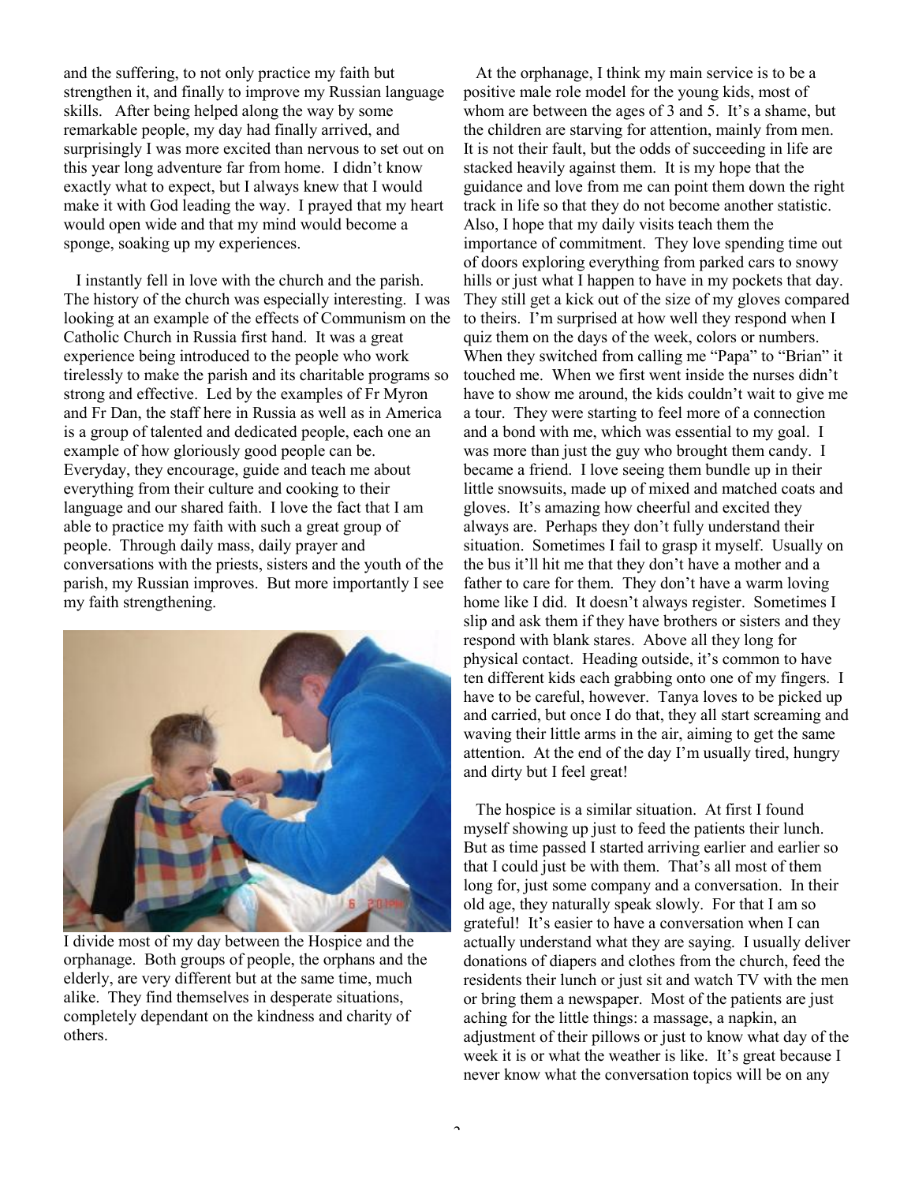and the suffering, to not only practice my faith but strengthen it, and finally to improve my Russian language skills. After being helped along the way by some remarkable people, my day had finally arrived, and surprisingly I was more excited than nervous to set out on this year long adventure far from home. I didn't know exactly what to expect, but I always knew that I would make it with God leading the way. I prayed that my heart would open wide and that my mind would become a sponge, soaking up my experiences.

I instantly fell in love with the church and the parish. The history of the church was especially interesting. I was looking at an example of the effects of Communism on the Catholic Church in Russia first hand. It was a great experience being introduced to the people who work tirelessly to make the parish and its charitable programs so strong and effective. Led by the examples of Fr Myron and Fr Dan, the staff here in Russia as well as in America is a group of talented and dedicated people, each one an example of how gloriously good people can be. Everyday, they encourage, guide and teach me about everything from their culture and cooking to their language and our shared faith. I love the fact that I am able to practice my faith with such a great group of people. Through daily mass, daily prayer and conversations with the priests, sisters and the youth of the parish, my Russian improves. But more importantly I see my faith strengthening.

I divide most of my day between the Hospice and the orphanage. Both groups of people, the orphans and the elderly, are very different but at the same time, much alike. They find themselves in desperate situations, completely dependant on the kindness and charity of others.

At the orphanage, I think my main service is to be a positive male role model for the young kids, most of whom are between the ages of 3 and 5. It's a shame, but the children are starving for attention, mainly from men. It is not their fault, but the odds of succeeding in life are stacked heavily against them. It is my hope that the guidance and love from me can point them down the right track in life so that they do not become another statistic. Also, I hope that my daily visits teach them the importance of commitment. They love spending time out of doors exploring everything from parked cars to snowy hills or just what I happen to have in my pockets that day. They still get a kick out of the size of my gloves compared to theirs. I'm surprised at how well they respond when I quiz them on the days of the week, colors or numbers. When they switched from calling me "Papa" to "Brian" it touched me. When we first went inside the nurses didn't have to show me around, the kids couldn't wait to give me a tour. They were starting to feel more of a connection and a bond with me, which was essential to my goal. I was more than just the guy who brought them candy. I became a friend. I love seeing them bundle up in their little snowsuits, made up of mixed and matched coats and gloves. It's amazing how cheerful and excited they always are. Perhaps they don't fully understand their situation. Sometimes I fail to grasp it myself. Usually on the bus it'll hit me that they don't have a mother and a father to care for them. They don't have a warm loving home like I did. It doesn't always register. Sometimes I slip and ask them if they have brothers or sisters and they respond with blank stares. Above all they long for physical contact. Heading outside, it's common to have ten different kids each grabbing onto one of my fingers. I have to be careful, however. Tanya loves to be picked up and carried, but once I do that, they all start screaming and waving their little arms in the air, aiming to get the same attention. At the end of the day I'm usually tired, hungry and dirty but I feel great!

The hospice is a similar situation. At first I found myself showing up just to feed the patients their lunch. But as time passed I started arriving earlier and earlier so that I could just be with them. That's all most of them long for, just some company and a conversation. In their old age, they naturally speak slowly. For that I am so grateful! It's easier to have a conversation when I can actually understand what they are saying. I usually deliver donations of diapers and clothes from the church, feed the residents their lunch or just sit and watch TV with the men or bring them a newspaper. Most of the patients are just aching for the little things: a massage, a napkin, an adjustment of their pillows or just to know what day of the week it is or what the weather is like. It's great because I never know what the conversation topics will be on any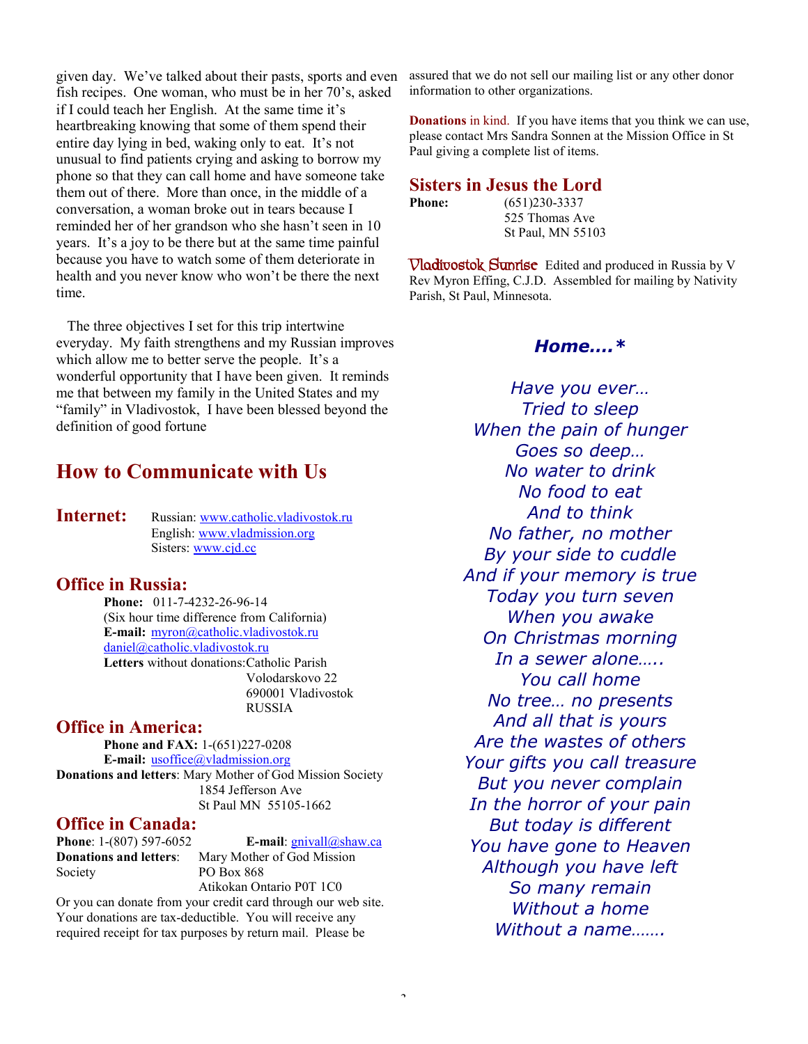given day. We've talked about their pasts, sports and even fish recipes. One woman, who must be in her 70's, asked if I could teach her English. At the same time it's heartbreaking knowing that some of them spend their entire day lying in bed, waking only to eat. It's not unusual to find patients crying and asking to borrow my phone so that they can call home and have someone take them out of there. More than once, in the middle of a conversation, a woman broke out in tears because I reminded her of her grandson who she hasn't seen in 10 years. It's a joy to be there but at the same time painful because you have to watch some of them deteriorate in health and you never know who won't be there the next time.

The three objectives I set for this trip intertwine everyday. My faith strengthens and my Russian improves which allow me to better serve the people. It's a wonderful opportunity that I have been given. It reminds me that between my family in the United States and my "family" in Vladivostok, I have been blessed beyond the definition of good fortune

## How to Communicate with Us

**Internet:**
Russian: www.catholic.vladivostok.ru
English: www.vladmission.org
Sisters: www.cjd.cc

### Office in Russia:

**Phone:** 011-7-4232-26-96-14
(Six hour time difference from California)
**E-mail:** myron@catholic.vladivostok.ru
daniel@catholic.vladivostok.ru
**Letters** without donations: Catholic Parish
Volodarskovo 22
690001 Vladivostok
RUSSIA

### Office in America:

**Phone and FAX:** 1-(651)227-0208
**E-mail:** usoffice@vladmission.org
**Donations and letters**: Mary Mother of God Mission Society
1854 Jefferson Ave
St Paul MN 55105-1662

### Office in Canada:

**Phone**: 1-(807) 597-6052 **E-mail**: gnivall@shaw.ca
**Donations and letters**: Mary Mother of God Mission Society
PO Box 868
Atikokan Ontario P0T 1C0

Or you can donate from your credit card through our web site. Your donations are tax-deductible. You will receive any required receipt for tax purposes by return mail. Please be assured that we do not sell our mailing list or any other donor information to other organizations.

**Donations** in kind. If you have items that you think we can use, please contact Mrs Sandra Sonnen at the Mission Office in St Paul giving a complete list of items.

### Sisters in Jesus the Lord

**Phone:** (651)230-3337
525 Thomas Ave
St Paul, MN 55103

**Vladivostok Sunrise** Edited and produced in Russia by V Rev Myron Effing, C.J.D. Assembled for mailing by Nativity Parish, St Paul, Minnesota.

### *Home….**

*Have you ever…*
*Tried to sleep*
*When the pain of hunger*
*Goes so deep…*
*No water to drink*
*No food to eat*
*And to think*
*No father, no mother*
*By your side to cuddle*
*And if your memory is true*
*Today you turn seven*
*When you awake*
*On Christmas morning*
*In a sewer alone…..*
*You call home*
*No tree… no presents*
*And all that is yours*
*Are the wastes of others*
*Your gifts you call treasure*
*But you never complain*
*In the horror of your pain*
*But today is different*
*You have gone to Heaven*
*Although you have left*
*So many remain*
*Without a home*
*Without a name…….*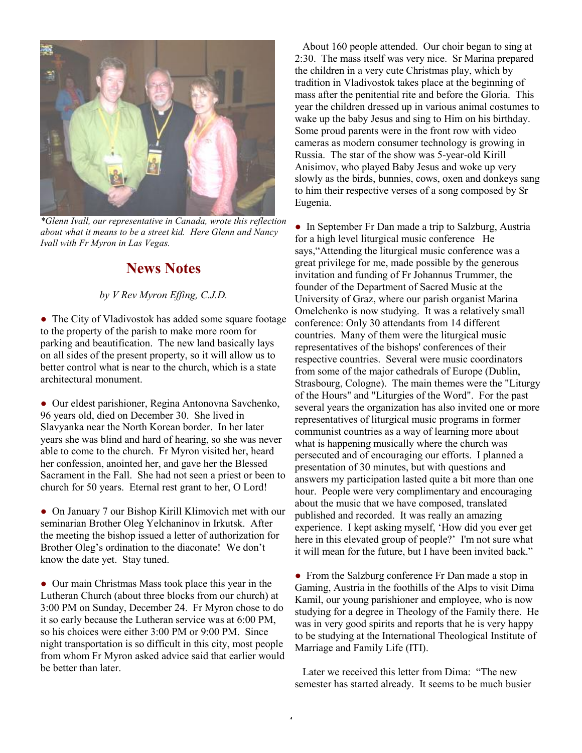*\*Glenn Ivall, our representative in Canada, wrote this reflection about what it means to be a street kid. Here Glenn and Nancy Ivall with Fr Myron in Las Vegas.*

## News Notes

*by V Rev Myron Effing, C.J.D.*

● The City of Vladivostok has added some square footage to the property of the parish to make more room for parking and beautification. The new land basically lays on all sides of the present property, so it will allow us to better control what is near to the church, which is a state architectural monument.

● Our eldest parishioner, Regina Antonovna Savchenko, 96 years old, died on December 30. She lived in Slavyanka near the North Korean border. In her later years she was blind and hard of hearing, so she was never able to come to the church. Fr Myron visited her, heard her confession, anointed her, and gave her the Blessed Sacrament in the Fall. She had not seen a priest or been to church for 50 years. Eternal rest grant to her, O Lord!

● On January 7 our Bishop Kirill Klimovich met with our seminarian Brother Oleg Yelchaninov in Irkutsk. After the meeting the bishop issued a letter of authorization for Brother Oleg's ordination to the diaconate! We don't know the date yet. Stay tuned.

● Our main Christmas Mass took place this year in the Lutheran Church (about three blocks from our church) at 3:00 PM on Sunday, December 24. Fr Myron chose to do it so early because the Lutheran service was at 6:00 PM, so his choices were either 3:00 PM or 9:00 PM. Since night transportation is so difficult in this city, most people from whom Fr Myron asked advice said that earlier would be better than later.

About 160 people attended. Our choir began to sing at 2:30. The mass itself was very nice. Sr Marina prepared the children in a very cute Christmas play, which by tradition in Vladivostok takes place at the beginning of mass after the penitential rite and before the Gloria. This year the children dressed up in various animal costumes to wake up the baby Jesus and sing to Him on his birthday. Some proud parents were in the front row with video cameras as modern consumer technology is growing in Russia. The star of the show was 5-year-old Kirill Anisimov, who played Baby Jesus and woke up very slowly as the birds, bunnies, cows, oxen and donkeys sang to him their respective verses of a song composed by Sr Eugenia.

● In September Fr Dan made a trip to Salzburg, Austria for a high level liturgical music conference He says,"Attending the liturgical music conference was a great privilege for me, made possible by the generous invitation and funding of Fr Johannus Trummer, the founder of the Department of Sacred Music at the University of Graz, where our parish organist Marina Omelchenko is now studying. It was a relatively small conference: Only 30 attendants from 14 different countries. Many of them were the liturgical music representatives of the bishops' conferences of their respective countries. Several were music coordinators from some of the major cathedrals of Europe (Dublin, Strasbourg, Cologne). The main themes were the "Liturgy of the Hours" and "Liturgies of the Word". For the past several years the organization has also invited one or more representatives of liturgical music programs in former communist countries as a way of learning more about what is happening musically where the church was persecuted and of encouraging our efforts. I planned a presentation of 30 minutes, but with questions and answers my participation lasted quite a bit more than one hour. People were very complimentary and encouraging about the music that we have composed, translated published and recorded. It was really an amazing experience. I kept asking myself, 'How did you ever get here in this elevated group of people?' I'm not sure what it will mean for the future, but I have been invited back."

● From the Salzburg conference Fr Dan made a stop in Gaming, Austria in the foothills of the Alps to visit Dima Kamil, our young parishioner and employee, who is now studying for a degree in Theology of the Family there. He was in very good spirits and reports that he is very happy to be studying at the International Theological Institute of Marriage and Family Life (ITI).

Later we received this letter from Dima: "The new semester has started already. It seems to be much busier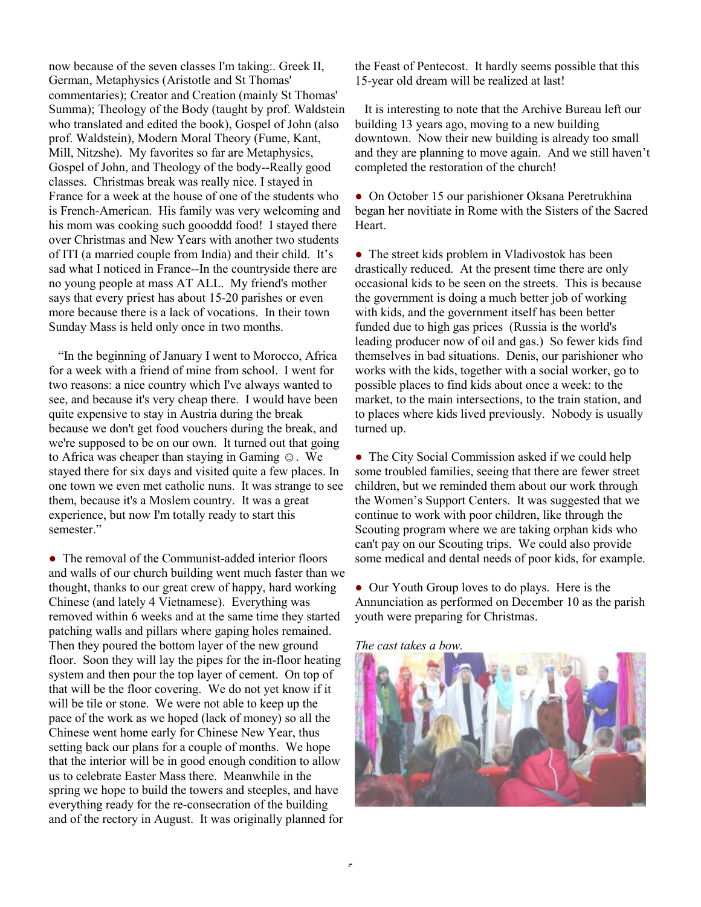now because of the seven classes I'm taking:. Greek II, German, Metaphysics (Aristotle and St Thomas' commentaries); Creator and Creation (mainly St Thomas' Summa); Theology of the Body (taught by prof. Waldstein who translated and edited the book), Gospel of John (also prof. Waldstein), Modern Moral Theory (Fume, Kant, Mill, Nitzshe). My favorites so far are Metaphysics, Gospel of John, and Theology of the body--Really good classes. Christmas break was really nice. I stayed in France for a week at the house of one of the students who is French-American. His family was very welcoming and his mom was cooking such goooddd food! I stayed there over Christmas and New Years with another two students of ITI (a married couple from India) and their child. It's sad what I noticed in France--In the countryside there are no young people at mass AT ALL. My friend's mother says that every priest has about 15-20 parishes or even more because there is a lack of vocations. In their town Sunday Mass is held only once in two months.

"In the beginning of January I went to Morocco, Africa for a week with a friend of mine from school. I went for two reasons: a nice country which I've always wanted to see, and because it's very cheap there. I would have been quite expensive to stay in Austria during the break because we don't get food vouchers during the break, and we're supposed to be on our own. It turned out that going to Africa was cheaper than staying in Gaming ☺. We stayed there for six days and visited quite a few places. In one town we even met catholic nuns. It was strange to see them, because it's a Moslem country. It was a great experience, but now I'm totally ready to start this semester."

- The removal of the Communist-added interior floors and walls of our church building went much faster than we thought, thanks to our great crew of happy, hard working Chinese (and lately 4 Vietnamese). Everything was removed within 6 weeks and at the same time they started patching walls and pillars where gaping holes remained. Then they poured the bottom layer of the new ground floor. Soon they will lay the pipes for the in-floor heating system and then pour the top layer of cement. On top of that will be the floor covering. We do not yet know if it will be tile or stone. We were not able to keep up the pace of the work as we hoped (lack of money) so all the Chinese went home early for Chinese New Year, thus setting back our plans for a couple of months. We hope that the interior will be in good enough condition to allow us to celebrate Easter Mass there. Meanwhile in the spring we hope to build the towers and steeples, and have everything ready for the re-consecration of the building and of the rectory in August. It was originally planned for the Feast of Pentecost. It hardly seems possible that this 15-year old dream will be realized at last!

It is interesting to note that the Archive Bureau left our building 13 years ago, moving to a new building downtown. Now their new building is already too small and they are planning to move again. And we still haven't completed the restoration of the church!

- On October 15 our parishioner Oksana Peretrukhina began her novitiate in Rome with the Sisters of the Sacred Heart.

- The street kids problem in Vladivostok has been drastically reduced. At the present time there are only occasional kids to be seen on the streets. This is because the government is doing a much better job of working with kids, and the government itself has been better funded due to high gas prices (Russia is the world's leading producer now of oil and gas.) So fewer kids find themselves in bad situations. Denis, our parishioner who works with the kids, together with a social worker, go to possible places to find kids about once a week: to the market, to the main intersections, to the train station, and to places where kids lived previously. Nobody is usually turned up.

- The City Social Commission asked if we could help some troubled families, seeing that there are fewer street children, but we reminded them about our work through the Women's Support Centers. It was suggested that we continue to work with poor children, like through the Scouting program where we are taking orphan kids who can't pay on our Scouting trips. We could also provide some medical and dental needs of poor kids, for example.

- Our Youth Group loves to do plays. Here is the Annunciation as performed on December 10 as the parish youth were preparing for Christmas.

*The cast takes a bow.*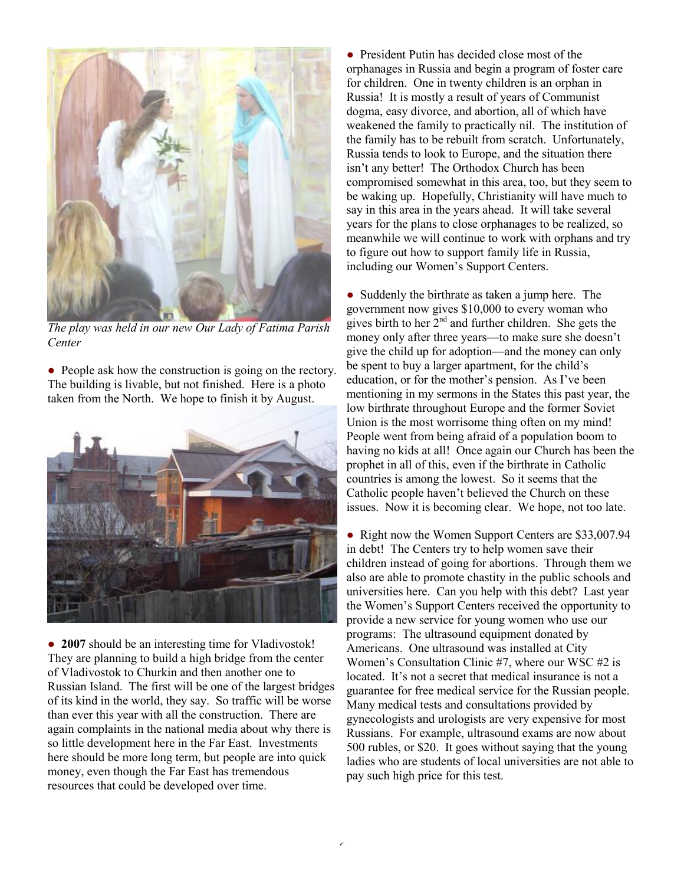*The play was held in our new Our Lady of Fatima Parish Center*

● People ask how the construction is going on the rectory. The building is livable, but not finished. Here is a photo taken from the North. We hope to finish it by August.

● **2007** should be an interesting time for Vladivostok! They are planning to build a high bridge from the center of Vladivostok to Churkin and then another one to Russian Island. The first will be one of the largest bridges of its kind in the world, they say. So traffic will be worse than ever this year with all the construction. There are again complaints in the national media about why there is so little development here in the Far East. Investments here should be more long term, but people are into quick money, even though the Far East has tremendous resources that could be developed over time.

● President Putin has decided close most of the orphanages in Russia and begin a program of foster care for children. One in twenty children is an orphan in Russia! It is mostly a result of years of Communist dogma, easy divorce, and abortion, all of which have weakened the family to practically nil. The institution of the family has to be rebuilt from scratch. Unfortunately, Russia tends to look to Europe, and the situation there isn't any better! The Orthodox Church has been compromised somewhat in this area, too, but they seem to be waking up. Hopefully, Christianity will have much to say in this area in the years ahead. It will take several years for the plans to close orphanages to be realized, so meanwhile we will continue to work with orphans and try to figure out how to support family life in Russia, including our Women's Support Centers.

● Suddenly the birthrate as taken a jump here. The government now gives $10,000 to every woman who gives birth to her 2nd and further children. She gets the money only after three years—to make sure she doesn't give the child up for adoption—and the money can only be spent to buy a larger apartment, for the child's education, or for the mother's pension. As I've been mentioning in my sermons in the States this past year, the low birthrate throughout Europe and the former Soviet Union is the most worrisome thing often on my mind! People went from being afraid of a population boom to having no kids at all! Once again our Church has been the prophet in all of this, even if the birthrate in Catholic countries is among the lowest. So it seems that the Catholic people haven't believed the Church on these issues. Now it is becoming clear. We hope, not too late.

● Right now the Women Support Centers are $33,007.94 in debt! The Centers try to help women save their children instead of going for abortions. Through them we also are able to promote chastity in the public schools and universities here. Can you help with this debt? Last year the Women's Support Centers received the opportunity to provide a new service for young women who use our programs: The ultrasound equipment donated by Americans. One ultrasound was installed at City Women's Consultation Clinic #7, where our WSC #2 is located. It's not a secret that medical insurance is not a guarantee for free medical service for the Russian people. Many medical tests and consultations provided by gynecologists and urologists are very expensive for most Russians. For example, ultrasound exams are now about 500 rubles, or $20. It goes without saying that the young ladies who are students of local universities are not able to pay such high price for this test.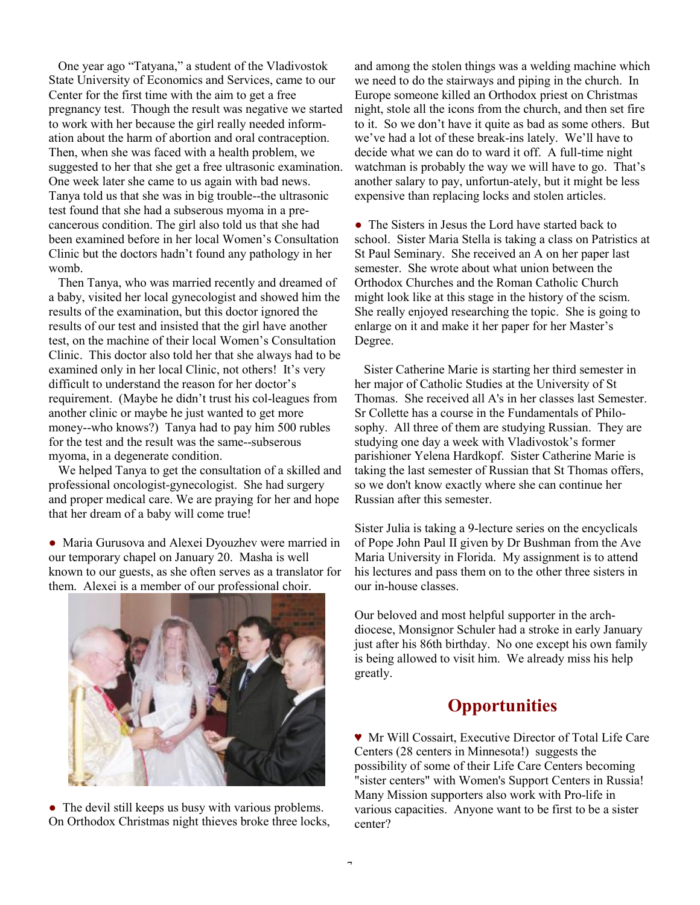One year ago "Tatyana," a student of the Vladivostok State University of Economics and Services, came to our Center for the first time with the aim to get a free pregnancy test. Though the result was negative we started to work with her because the girl really needed information about the harm of abortion and oral contraception. Then, when she was faced with a health problem, we suggested to her that she get a free ultrasonic examination. One week later she came to us again with bad news. Tanya told us that she was in big trouble--the ultrasonic test found that she had a subserous myoma in a pre-cancerous condition. The girl also told us that she had been examined before in her local Women's Consultation Clinic but the doctors hadn't found any pathology in her womb.

Then Tanya, who was married recently and dreamed of a baby, visited her local gynecologist and showed him the results of the examination, but this doctor ignored the results of our test and insisted that the girl have another test, on the machine of their local Women's Consultation Clinic. This doctor also told her that she always had to be examined only in her local Clinic, not others! It's very difficult to understand the reason for her doctor's requirement. (Maybe he didn't trust his col-leagues from another clinic or maybe he just wanted to get more money--who knows?) Tanya had to pay him 500 rubles for the test and the result was the same--subserous myoma, in a degenerate condition.

We helped Tanya to get the consultation of a skilled and professional oncologist-gynecologist. She had surgery and proper medical care. We are praying for her and hope that her dream of a baby will come true!

● Maria Gurusova and Alexei Dyouzhev were married in our temporary chapel on January 20. Masha is well known to our guests, as she often serves as a translator for them. Alexei is a member of our professional choir.

● The devil still keeps us busy with various problems. On Orthodox Christmas night thieves broke three locks, and among the stolen things was a welding machine which we need to do the stairways and piping in the church. In Europe someone killed an Orthodox priest on Christmas night, stole all the icons from the church, and then set fire to it. So we don't have it quite as bad as some others. But we've had a lot of these break-ins lately. We'll have to decide what we can do to ward it off. A full-time night watchman is probably the way we will have to go. That's another salary to pay, unfortun-ately, but it might be less expensive than replacing locks and stolen articles.

● The Sisters in Jesus the Lord have started back to school. Sister Maria Stella is taking a class on Patristics at St Paul Seminary. She received an A on her paper last semester. She wrote about what union between the Orthodox Churches and the Roman Catholic Church might look like at this stage in the history of the scism. She really enjoyed researching the topic. She is going to enlarge on it and make it her paper for her Master's Degree.

Sister Catherine Marie is starting her third semester in her major of Catholic Studies at the University of St Thomas. She received all A's in her classes last Semester. Sr Collette has a course in the Fundamentals of Philo-sophy. All three of them are studying Russian. They are studying one day a week with Vladivostok's former parishioner Yelena Hardkopf. Sister Catherine Marie is taking the last semester of Russian that St Thomas offers, so we don't know exactly where she can continue her Russian after this semester.

Sister Julia is taking a 9-lecture series on the encyclicals of Pope John Paul II given by Dr Bushman from the Ave Maria University in Florida. My assignment is to attend his lectures and pass them on to the other three sisters in our in-house classes.

Our beloved and most helpful supporter in the arch-diocese, Monsignor Schuler had a stroke in early January just after his 86th birthday. No one except his own family is being allowed to visit him. We already miss his help greatly.

## Opportunities

♥ Mr Will Cossairt, Executive Director of Total Life Care Centers (28 centers in Minnesota!) suggests the possibility of some of their Life Care Centers becoming "sister centers" with Women's Support Centers in Russia! Many Mission supporters also work with Pro-life in various capacities. Anyone want to be first to be a sister center?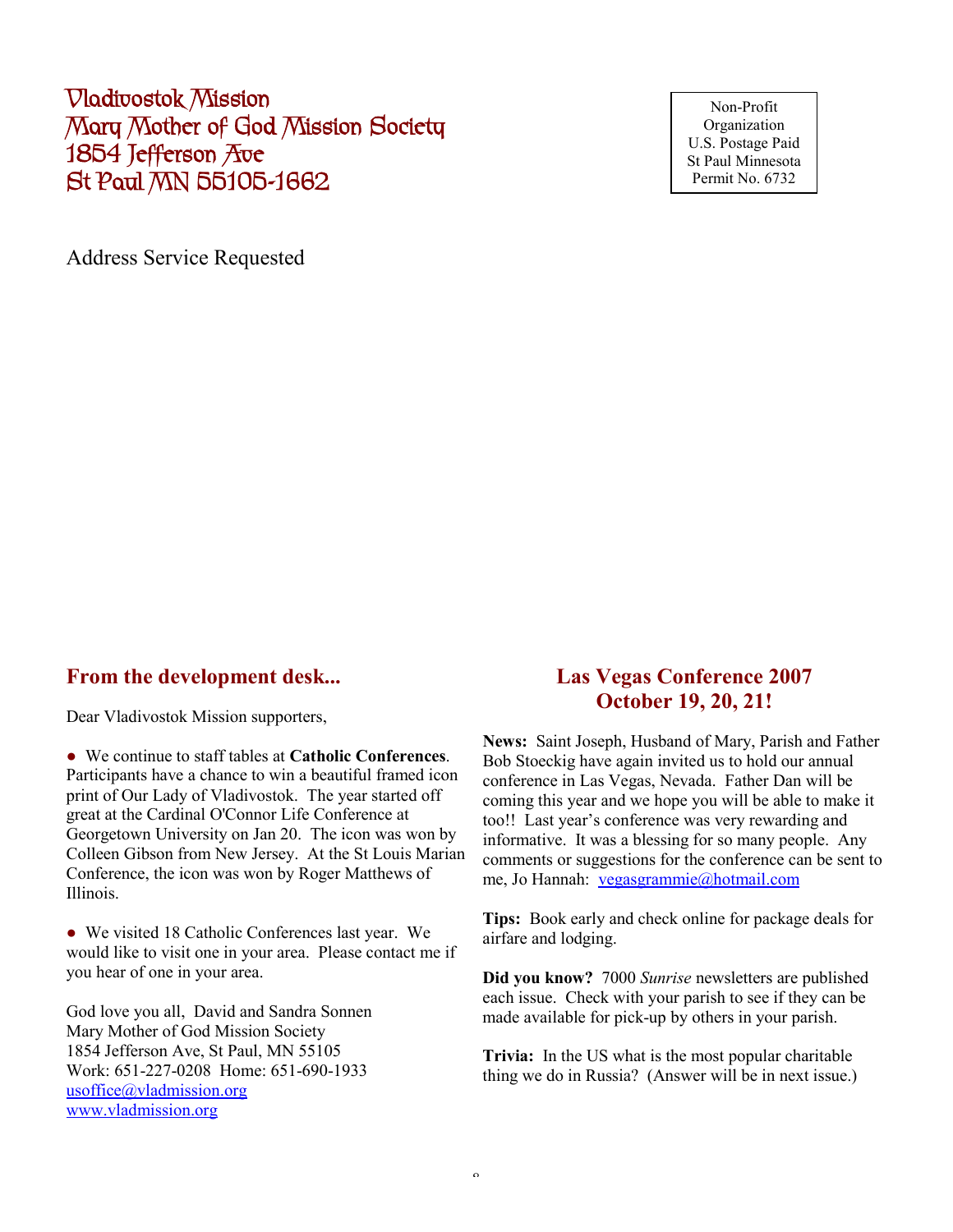Vladivostok Mission
Mary Mother of God Mission Society
1854 Jefferson Ave
St Paul MN 55105-1662

Non-Profit Organization
U.S. Postage Paid
St Paul Minnesota
Permit No. 6732

Address Service Requested

## From the development desk...

Dear Vladivostok Mission supporters,

● We continue to staff tables at **Catholic Conferences**. Participants have a chance to win a beautiful framed icon print of Our Lady of Vladivostok. The year started off great at the Cardinal O'Connor Life Conference at Georgetown University on Jan 20. The icon was won by Colleen Gibson from New Jersey. At the St Louis Marian Conference, the icon was won by Roger Matthews of Illinois.

● We visited 18 Catholic Conferences last year. We would like to visit one in your area. Please contact me if you hear of one in your area.

God love you all, David and Sandra Sonnen
Mary Mother of God Mission Society
1854 Jefferson Ave, St Paul, MN 55105
Work: 651-227-0208 Home: 651-690-1933
usoffice@vladmission.org
www.vladmission.org

## Las Vegas Conference 2007 October 19, 20, 21!

**News:** Saint Joseph, Husband of Mary, Parish and Father Bob Stoeckig have again invited us to hold our annual conference in Las Vegas, Nevada. Father Dan will be coming this year and we hope you will be able to make it too!! Last year's conference was very rewarding and informative. It was a blessing for so many people. Any comments or suggestions for the conference can be sent to me, Jo Hannah: vegasgrammie@hotmail.com

**Tips:** Book early and check online for package deals for airfare and lodging.

**Did you know?** 7000 *Sunrise* newsletters are published each issue. Check with your parish to see if they can be made available for pick-up by others in your parish.

**Trivia:** In the US what is the most popular charitable thing we do in Russia? (Answer will be in next issue.)